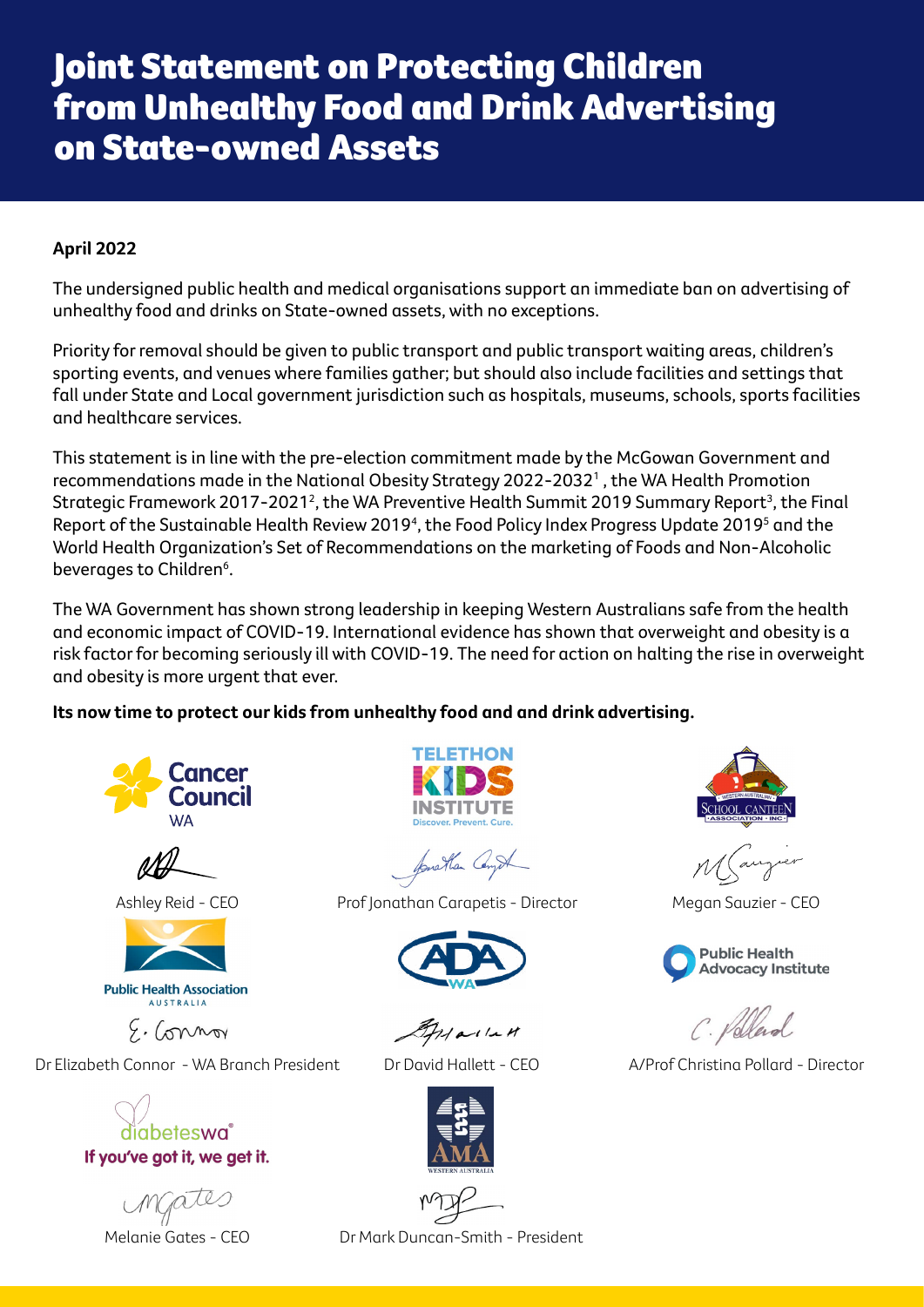# Joint Statement on Protecting Children from Unhealthy Food and Drink Advertising on State-owned Assets

**April 2022**

The undersigned public health and medical organisations support an immediate ban on advertising of unhealthy food and drinks on State-owned assets, with no exceptions.

Priority for removal should be given to public transport and public transport waiting areas, children's sporting events, and venues where families gather; but should also include facilities and settings that fall under State and Local government jurisdiction such as hospitals, museums, schools, sports facilities and healthcare services.

This statement is in line with the pre-election commitment made by the McGowan Government and recommendations made in the National Obesity Strategy 2022-2032[1], the WA Health Promotion Strategic Framework 2017-2021[2], the WA Preventive Health Summit 2019 Summary Report[3], the Final Report of the Sustainable Health Review 2019[4], the Food Policy Index Progress Update 2019[5] and the World Health Organization's Set of Recommendations on the marketing of Foods and Non-Alcoholic beverages to Children[6].

The WA Government has shown strong leadership in keeping Western Australians safe from the health and economic impact of COVID-19. International evidence has shown that overweight and obesity is a risk factor for becoming seriously ill with COVID-19. The need for action on halting the rise in overweight and obesity is more urgent that ever.

**Its now time to protect our kids from unhealthy food and and drink advertising.**

Cancer Council WA
Ashley Reid - CEO

Telethon Kids Institute
Prof Jonathan Carapetis - Director

Western Australian School Canteen Association Inc.
Megan Sauzier - CEO

Public Health Association Australia
Dr Elizabeth Connor - WA Branch President

ADA WA
Dr David Hallett - CEO

Public Health Advocacy Institute
A/Prof Christina Pollard - Director

diabeteswa – If you've got it, we get it.
Melanie Gates - CEO

AMA Western Australia
Dr Mark Duncan-Smith - President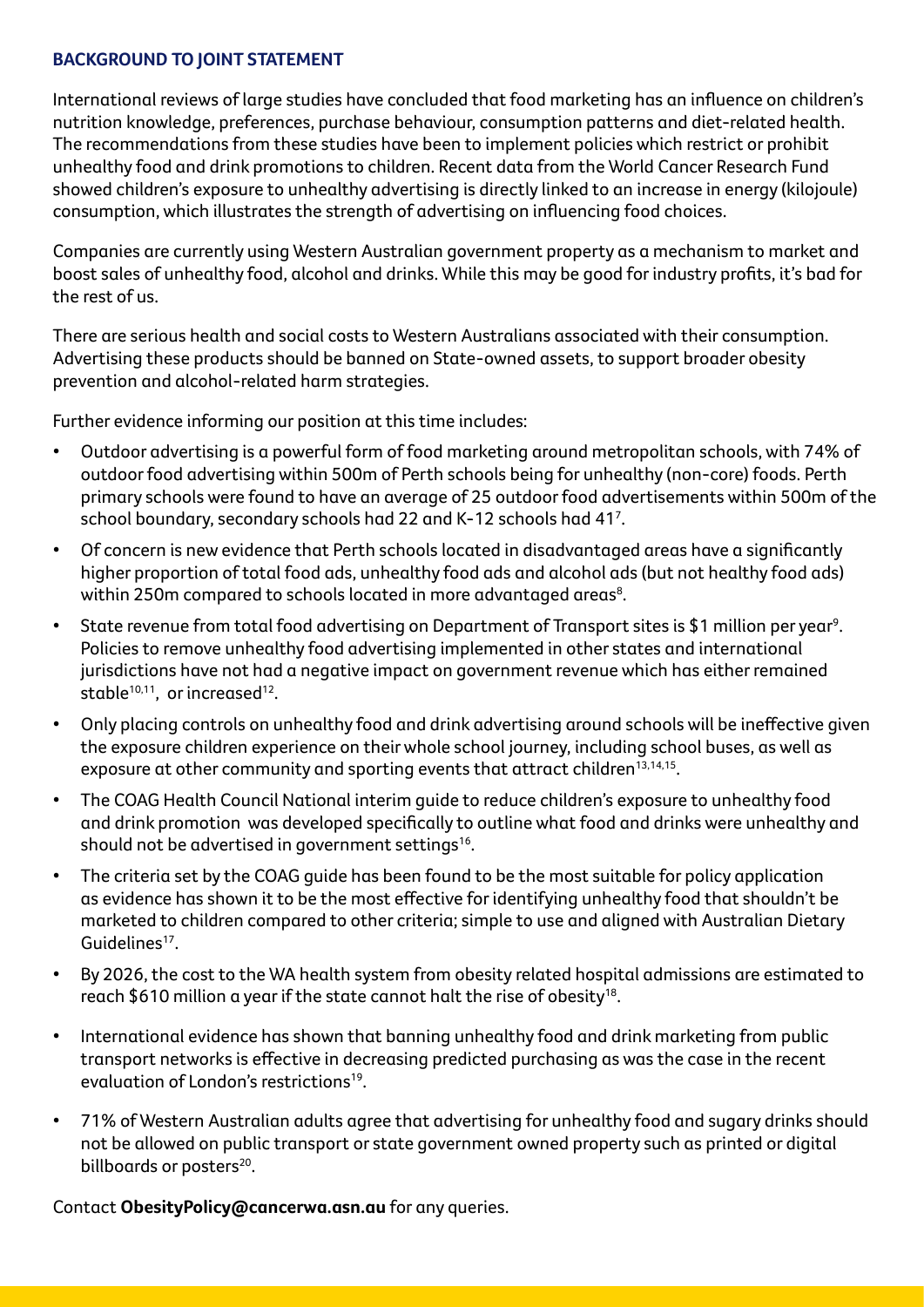## BACKGROUND TO JOINT STATEMENT

International reviews of large studies have concluded that food marketing has an influence on children's nutrition knowledge, preferences, purchase behaviour, consumption patterns and diet-related health. The recommendations from these studies have been to implement policies which restrict or prohibit unhealthy food and drink promotions to children. Recent data from the World Cancer Research Fund showed children's exposure to unhealthy advertising is directly linked to an increase in energy (kilojoule) consumption, which illustrates the strength of advertising on influencing food choices.

Companies are currently using Western Australian government property as a mechanism to market and boost sales of unhealthy food, alcohol and drinks. While this may be good for industry profits, it's bad for the rest of us.

There are serious health and social costs to Western Australians associated with their consumption. Advertising these products should be banned on State-owned assets, to support broader obesity prevention and alcohol-related harm strategies.

Further evidence informing our position at this time includes:

- Outdoor advertising is a powerful form of food marketing around metropolitan schools, with 74% of outdoor food advertising within 500m of Perth schools being for unhealthy (non-core) foods. Perth primary schools were found to have an average of 25 outdoor food advertisements within 500m of the school boundary, secondary schools had 22 and K-12 schools had 41[7].
- Of concern is new evidence that Perth schools located in disadvantaged areas have a significantly higher proportion of total food ads, unhealthy food ads and alcohol ads (but not healthy food ads) within 250m compared to schools located in more advantaged areas[8].
- State revenue from total food advertising on Department of Transport sites is $1 million per year[9]. Policies to remove unhealthy food advertising implemented in other states and international jurisdictions have not had a negative impact on government revenue which has either remained stable[10,11], or increased[12].
- Only placing controls on unhealthy food and drink advertising around schools will be ineffective given the exposure children experience on their whole school journey, including school buses, as well as exposure at other community and sporting events that attract children[13,14,15].
- The COAG Health Council National interim guide to reduce children's exposure to unhealthy food and drink promotion was developed specifically to outline what food and drinks were unhealthy and should not be advertised in government settings[16].
- The criteria set by the COAG guide has been found to be the most suitable for policy application as evidence has shown it to be the most effective for identifying unhealthy food that shouldn't be marketed to children compared to other criteria; simple to use and aligned with Australian Dietary Guidelines[17].
- By 2026, the cost to the WA health system from obesity related hospital admissions are estimated to reach $610 million a year if the state cannot halt the rise of obesity[18].
- International evidence has shown that banning unhealthy food and drink marketing from public transport networks is effective in decreasing predicted purchasing as was the case in the recent evaluation of London's restrictions[19].
- 71% of Western Australian adults agree that advertising for unhealthy food and sugary drinks should not be allowed on public transport or state government owned property such as printed or digital billboards or posters[20].

Contact **ObesityPolicy@cancerwa.asn.au** for any queries.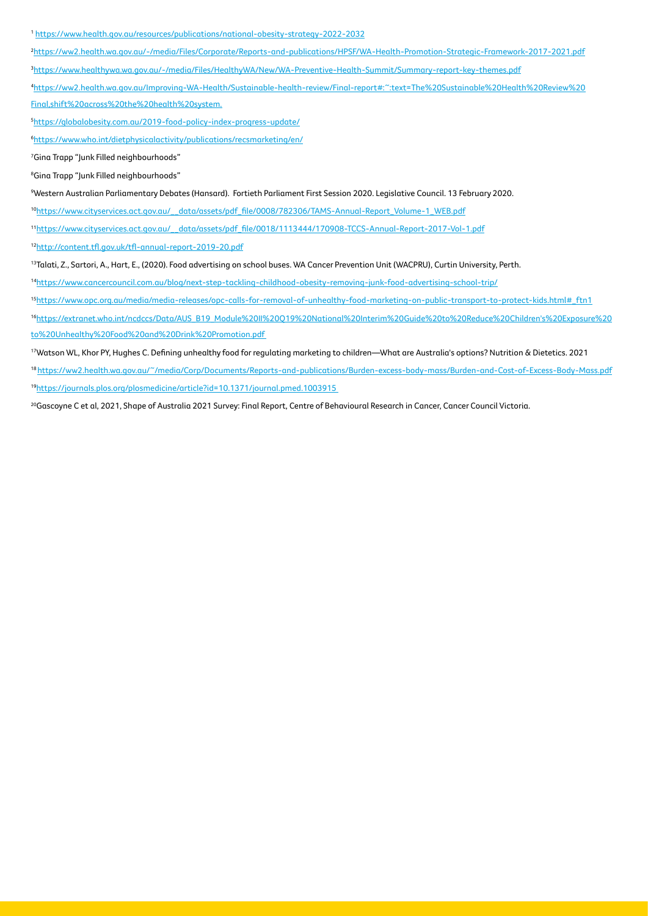[1] https://www.health.gov.au/resources/publications/national-obesity-strategy-2022-2032

[2] https://ww2.health.wa.gov.au/-/media/Files/Corporate/Reports-and-publications/HPSF/WA-Health-Promotion-Strategic-Framework-2017-2021.pdf

[3] https://www.healthywa.wa.gov.au/-/media/Files/HealthyWA/New/WA-Preventive-Health-Summit/Summary-report-key-themes.pdf

[4] https://ww2.health.wa.gov.au/Improving-WA-Health/Sustainable-health-review/Final-report#:~:text=The%20Sustainable%20Health%20Review%20Final,shift%20across%20the%20health%20system.

[5] https://globalobesity.com.au/2019-food-policy-index-progress-update/

[6] https://www.who.int/dietphysicalactivity/publications/recsmarketing/en/

[7] Gina Trapp "Junk Filled neighbourhoods"

[8] Gina Trapp "Junk Filled neighbourhoods"

[9] Western Australian Parliamentary Debates (Hansard). Fortieth Parliament First Session 2020. Legislative Council. 13 February 2020.

[10] https://www.cityservices.act.gov.au/__data/assets/pdf_file/0008/782306/TAMS-Annual-Report_Volume-1_WEB.pdf

[11] https://www.cityservices.act.gov.au/__data/assets/pdf_file/0018/1113444/170908-TCCS-Annual-Report-2017-Vol-1.pdf

[12] http://content.tfl.gov.uk/tfl-annual-report-2019-20.pdf

[13] Talati, Z., Sartori, A., Hart, E., (2020). Food advertising on school buses. WA Cancer Prevention Unit (WACPRU), Curtin University, Perth.

[14] https://www.cancercouncil.com.au/blog/next-step-tackling-childhood-obesity-removing-junk-food-advertising-school-trip/

[15] https://www.opc.org.au/media/media-releases/opc-calls-for-removal-of-unhealthy-food-marketing-on-public-transport-to-protect-kids.html#_ftn1

[16] https://extranet.who.int/ncdccs/Data/AUS_B19_Module%20II%20Q19%20National%20Interim%20Guide%20to%20Reduce%20Children's%20Exposure%20to%20Unhealthy%20Food%20and%20Drink%20Promotion.pdf

[17] Watson WL, Khor PY, Hughes C. Defining unhealthy food for regulating marketing to children—What are Australia's options? Nutrition & Dietetics. 2021

[18] https://ww2.health.wa.gov.au/~/media/Corp/Documents/Reports-and-publications/Burden-excess-body-mass/Burden-and-Cost-of-Excess-Body-Mass.pdf

[19] https://journals.plos.org/plosmedicine/article?id=10.1371/journal.pmed.1003915

[20] Gascoyne C et al, 2021, Shape of Australia 2021 Survey: Final Report, Centre of Behavioural Research in Cancer, Cancer Council Victoria.